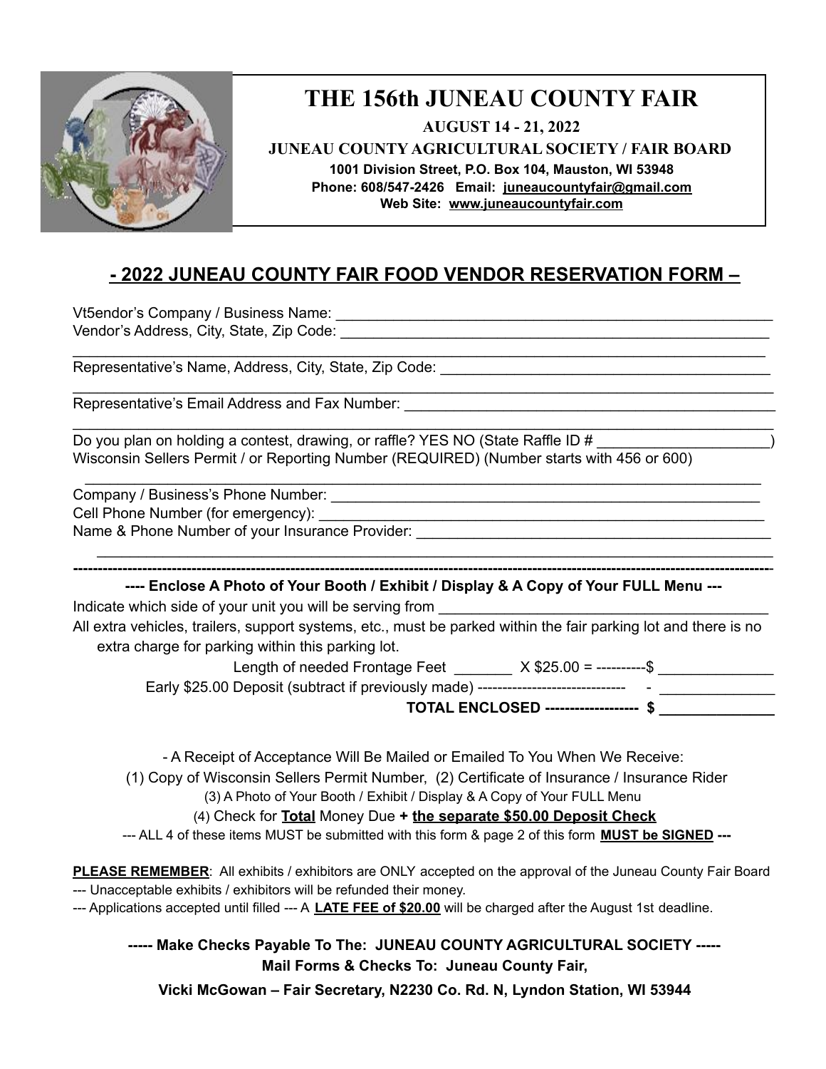# THE 156th JUNEAU COUNTY FAIR

**AUGUST 14 - 21, 2022**

**JUNEAU COUNTY AGRICULTURAL SOCIETY / FAIR BOARD**

**1001 Division Street, P.O. Box 104, Mauston, WI 53948**

**Phone: 608/547-2426 Email: juneaucountyfair@gmail.com**

**Web Site: www.juneaucountyfair.com**

## - 2022 JUNEAU COUNTY FAIR FOOD VENDOR RESERVATION FORM –

Vt5endor's Company / Business Name: ______________________________________________________

Vendor's Address, City, State, Zip Code: ____________________________________________________

______________________________________________________________________________________

Representative's Name, Address, City, State, Zip Code: ______________________________________

______________________________________________________________________________________

Representative's Email Address and Fax Number: ___________________________________________

______________________________________________________________________________________

Do you plan on holding a contest, drawing, or raffle? YES NO (State Raffle ID # ____________________)

Wisconsin Sellers Permit / or Reporting Number (REQUIRED) (Number starts with 456 or 600)

______________________________________________________________________________________

Company / Business's Phone Number: _____________________________________________________

Cell Phone Number (for emergency): _____________________________________________________

Name & Phone Number of your Insurance Provider: __________________________________________

______________________________________________________________________________________

---

**---- Enclose A Photo of Your Booth / Exhibit / Display & A Copy of Your FULL Menu ---**

Indicate which side of your unit you will be serving from ______________________________________

All extra vehicles, trailers, support systems, etc., must be parked within the fair parking lot and there is no extra charge for parking within this parking lot.

Length of needed Frontage Feet _______ X $25.00 = ----------$ ______________

Early $25.00 Deposit (subtract if previously made) ------------------------------ - ______________

**TOTAL ENCLOSED ------------------- $ ______________**

- A Receipt of Acceptance Will Be Mailed or Emailed To You When We Receive:

(1) Copy of Wisconsin Sellers Permit Number, (2) Certificate of Insurance / Insurance Rider

(3) A Photo of Your Booth / Exhibit / Display & A Copy of Your FULL Menu

(4) Check for **Total** Money Due **+ the separate $50.00 Deposit Check**

--- ALL 4 of these items MUST be submitted with this form & page 2 of this form **MUST be SIGNED** ---

**PLEASE REMEMBER**: All exhibits / exhibitors are ONLY accepted on the approval of the Juneau County Fair Board

--- Unacceptable exhibits / exhibitors will be refunded their money.

--- Applications accepted until filled --- A **LATE FEE of $20.00** will be charged after the August 1st deadline.

**----- Make Checks Payable To The: JUNEAU COUNTY AGRICULTURAL SOCIETY -----**

**Mail Forms & Checks To: Juneau County Fair,**

**Vicki McGowan – Fair Secretary, N2230 Co. Rd. N, Lyndon Station, WI 53944**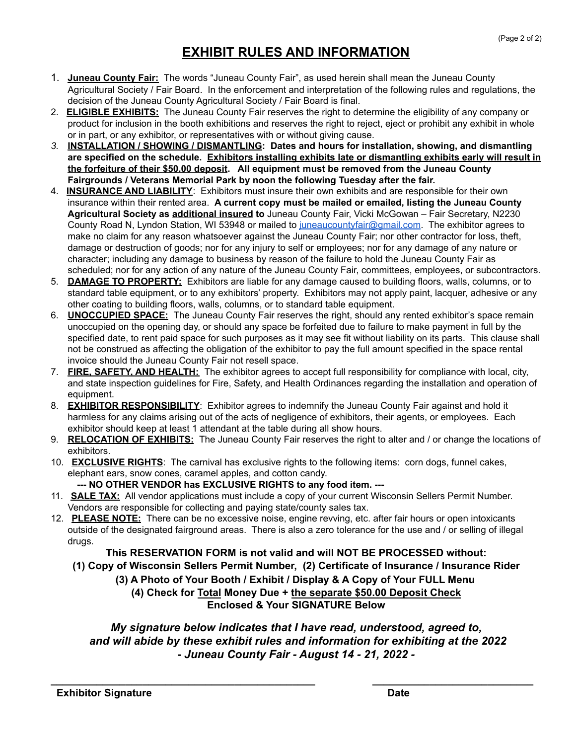# EXHIBIT RULES AND INFORMATION

1. **Juneau County Fair:** The words "Juneau County Fair", as used herein shall mean the Juneau County Agricultural Society / Fair Board. In the enforcement and interpretation of the following rules and regulations, the decision of the Juneau County Agricultural Society / Fair Board is final.
2. **ELIGIBLE EXHIBITS:** The Juneau County Fair reserves the right to determine the eligibility of any company or product for inclusion in the booth exhibitions and reserves the right to reject, eject or prohibit any exhibit in whole or in part, or any exhibitor, or representatives with or without giving cause.
3. **INSTALLATION / SHOWING / DISMANTLING: Dates and hours for installation, showing, and dismantling are specified on the schedule. Exhibitors installing exhibits late or dismantling exhibits early will result in the forfeiture of their $50.00 deposit. All equipment must be removed from the Juneau County Fairgrounds / Veterans Memorial Park by noon the following Tuesday after the fair.**
4. **INSURANCE AND LIABILITY**: Exhibitors must insure their own exhibits and are responsible for their own insurance within their rented area. **A current copy must be mailed or emailed, listing the Juneau County Agricultural Society as additional insured to** Juneau County Fair, Vicki McGowan – Fair Secretary, N2230 County Road N, Lyndon Station, WI 53948 or mailed to juneaucountyfair@gmail.com. The exhibitor agrees to make no claim for any reason whatsoever against the Juneau County Fair; nor other contractor for loss, theft, damage or destruction of goods; nor for any injury to self or employees; nor for any damage of any nature or character; including any damage to business by reason of the failure to hold the Juneau County Fair as scheduled; nor for any action of any nature of the Juneau County Fair, committees, employees, or subcontractors.
5. **DAMAGE TO PROPERTY:** Exhibitors are liable for any damage caused to building floors, walls, columns, or to standard table equipment, or to any exhibitors' property. Exhibitors may not apply paint, lacquer, adhesive or any other coating to building floors, walls, columns, or to standard table equipment.
6. **UNOCCUPIED SPACE:** The Juneau County Fair reserves the right, should any rented exhibitor's space remain unoccupied on the opening day, or should any space be forfeited due to failure to make payment in full by the specified date, to rent paid space for such purposes as it may see fit without liability on its parts. This clause shall not be construed as affecting the obligation of the exhibitor to pay the full amount specified in the space rental invoice should the Juneau County Fair not resell space.
7. **FIRE, SAFETY, AND HEALTH:** The exhibitor agrees to accept full responsibility for compliance with local, city, and state inspection guidelines for Fire, Safety, and Health Ordinances regarding the installation and operation of equipment.
8. **EXHIBITOR RESPONSIBILITY**: Exhibitor agrees to indemnify the Juneau County Fair against and hold it harmless for any claims arising out of the acts of negligence of exhibitors, their agents, or employees. Each exhibitor should keep at least 1 attendant at the table during all show hours.
9. **RELOCATION OF EXHIBITS:** The Juneau County Fair reserves the right to alter and / or change the locations of exhibitors.
10. **EXCLUSIVE RIGHTS**: The carnival has exclusive rights to the following items: corn dogs, funnel cakes, elephant ears, snow cones, caramel apples, and cotton candy.
    **--- NO OTHER VENDOR has EXCLUSIVE RIGHTS to any food item. ---**
11. **SALE TAX:** All vendor applications must include a copy of your current Wisconsin Sellers Permit Number. Vendors are responsible for collecting and paying state/county sales tax.
12. **PLEASE NOTE:** There can be no excessive noise, engine revving, etc. after fair hours or open intoxicants outside of the designated fairground areas. There is also a zero tolerance for the use and / or selling of illegal drugs.

**This RESERVATION FORM is not valid and will NOT BE PROCESSED without:**
**(1) Copy of Wisconsin Sellers Permit Number, (2) Certificate of Insurance / Insurance Rider**
**(3) A Photo of Your Booth / Exhibit / Display & A Copy of Your FULL Menu**
**(4) Check for Total Money Due + the separate $50.00 Deposit Check**
**Enclosed & Your SIGNATURE Below**

***My signature below indicates that I have read, understood, agreed to, and will abide by these exhibit rules and information for exhibiting at the 2022 - Juneau County Fair - August 14 - 21, 2022 -***

______________________________ ______________________

**Exhibitor Signature** **Date**